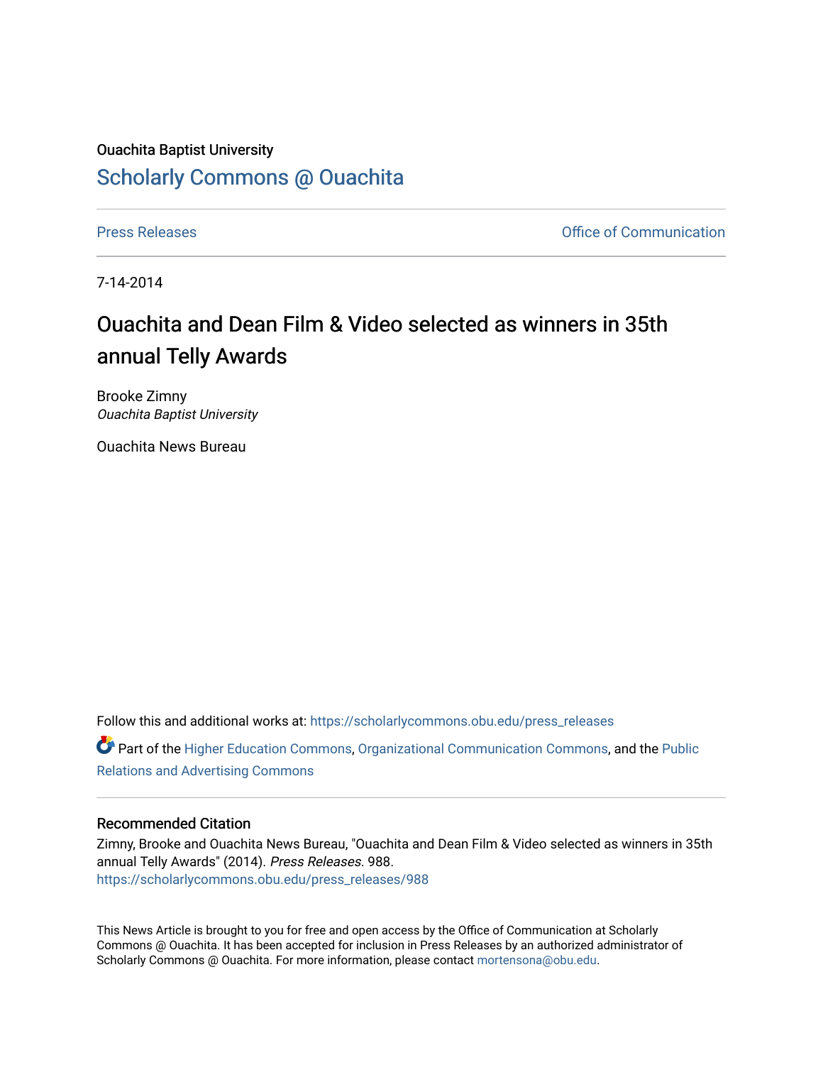Ouachita Baptist University

Scholarly Commons @ Ouachita

Press Releases | Office of Communication

7-14-2014

# Ouachita and Dean Film & Video selected as winners in 35th annual Telly Awards

Brooke Zimny
*Ouachita Baptist University*

Ouachita News Bureau

Follow this and additional works at: https://scholarlycommons.obu.edu/press_releases

Part of the Higher Education Commons, Organizational Communication Commons, and the Public Relations and Advertising Commons

## Recommended Citation

Zimny, Brooke and Ouachita News Bureau, "Ouachita and Dean Film & Video selected as winners in 35th annual Telly Awards" (2014). *Press Releases*. 988.
https://scholarlycommons.obu.edu/press_releases/988

This News Article is brought to you for free and open access by the Office of Communication at Scholarly Commons @ Ouachita. It has been accepted for inclusion in Press Releases by an authorized administrator of Scholarly Commons @ Ouachita. For more information, please contact mortensona@obu.edu.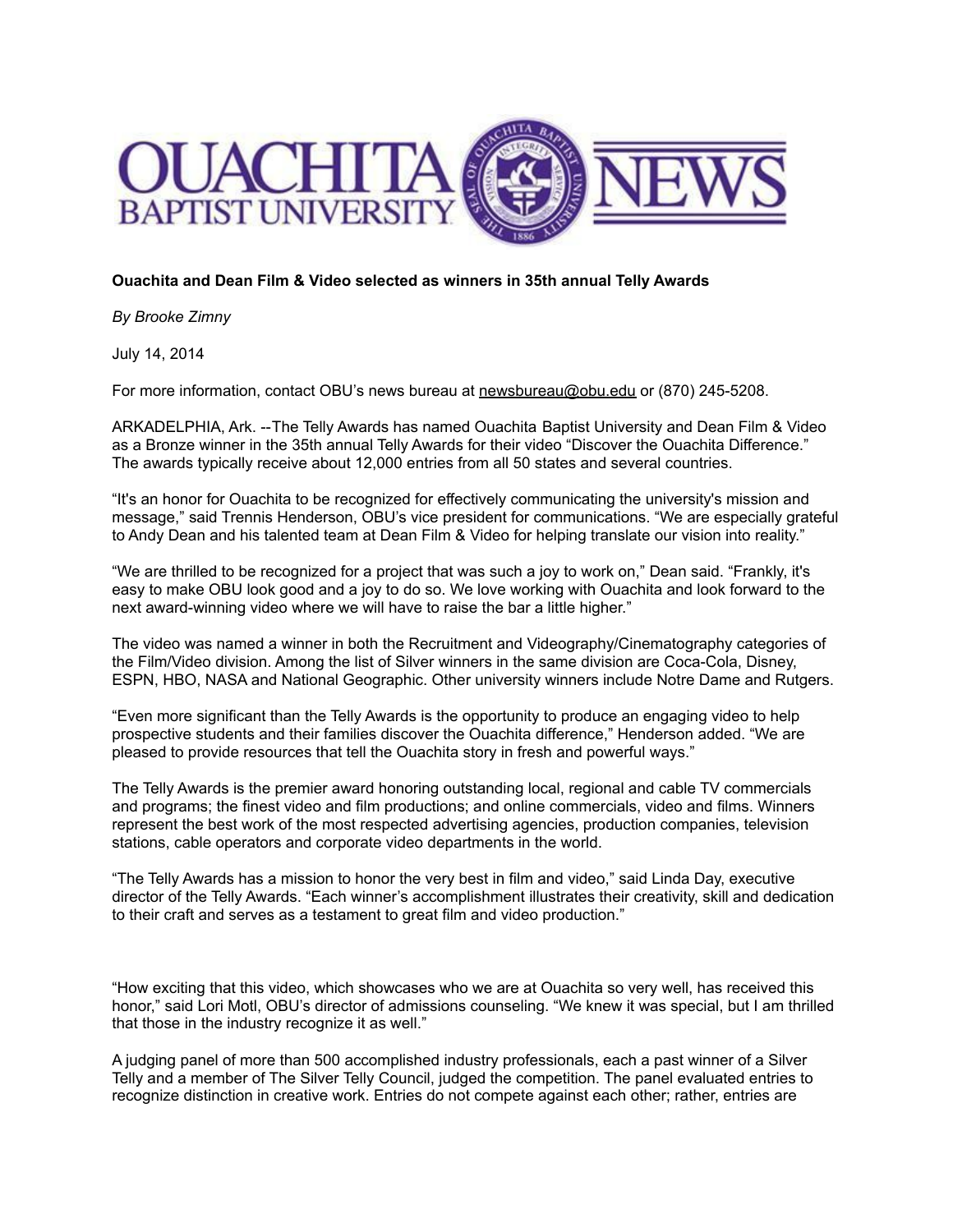**Ouachita and Dean Film & Video selected as winners in 35th annual Telly Awards**

*By Brooke Zimny*

July 14, 2014

For more information, contact OBU's news bureau at newsbureau@obu.edu or (870) 245-5208.

ARKADELPHIA, Ark. --The Telly Awards has named Ouachita Baptist University and Dean Film & Video as a Bronze winner in the 35th annual Telly Awards for their video "Discover the Ouachita Difference." The awards typically receive about 12,000 entries from all 50 states and several countries.

"It's an honor for Ouachita to be recognized for effectively communicating the university's mission and message," said Trennis Henderson, OBU's vice president for communications. "We are especially grateful to Andy Dean and his talented team at Dean Film & Video for helping translate our vision into reality."

"We are thrilled to be recognized for a project that was such a joy to work on," Dean said. "Frankly, it's easy to make OBU look good and a joy to do so. We love working with Ouachita and look forward to the next award-winning video where we will have to raise the bar a little higher."

The video was named a winner in both the Recruitment and Videography/Cinematography categories of the Film/Video division. Among the list of Silver winners in the same division are Coca-Cola, Disney, ESPN, HBO, NASA and National Geographic. Other university winners include Notre Dame and Rutgers.

"Even more significant than the Telly Awards is the opportunity to produce an engaging video to help prospective students and their families discover the Ouachita difference," Henderson added. "We are pleased to provide resources that tell the Ouachita story in fresh and powerful ways."

The Telly Awards is the premier award honoring outstanding local, regional and cable TV commercials and programs; the finest video and film productions; and online commercials, video and films. Winners represent the best work of the most respected advertising agencies, production companies, television stations, cable operators and corporate video departments in the world.

"The Telly Awards has a mission to honor the very best in film and video," said Linda Day, executive director of the Telly Awards. "Each winner's accomplishment illustrates their creativity, skill and dedication to their craft and serves as a testament to great film and video production."

"How exciting that this video, which showcases who we are at Ouachita so very well, has received this honor," said Lori Motl, OBU's director of admissions counseling. "We knew it was special, but I am thrilled that those in the industry recognize it as well."

A judging panel of more than 500 accomplished industry professionals, each a past winner of a Silver Telly and a member of The Silver Telly Council, judged the competition. The panel evaluated entries to recognize distinction in creative work. Entries do not compete against each other; rather, entries are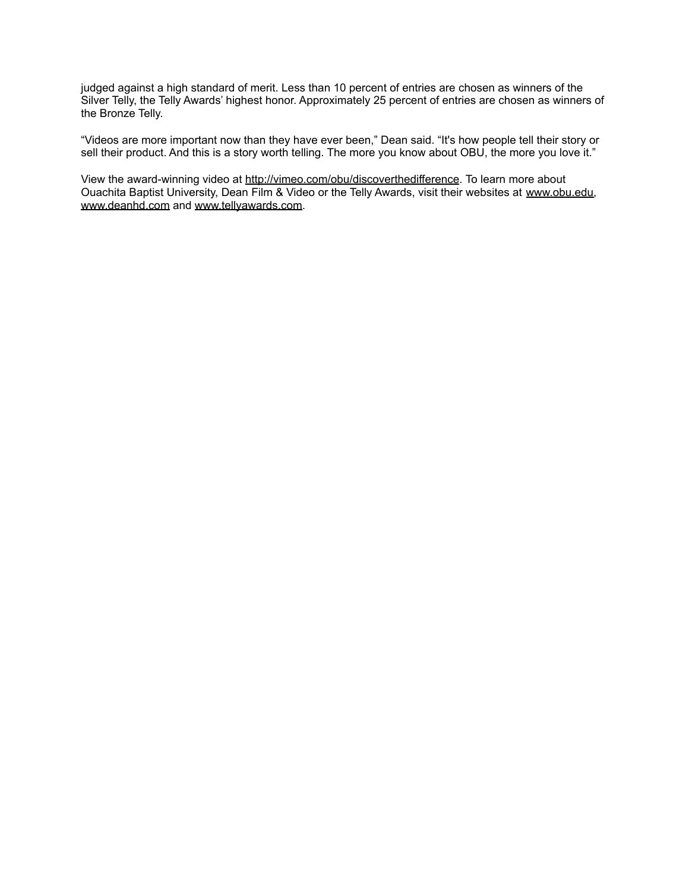judged against a high standard of merit. Less than 10 percent of entries are chosen as winners of the Silver Telly, the Telly Awards' highest honor. Approximately 25 percent of entries are chosen as winners of the Bronze Telly.

"Videos are more important now than they have ever been," Dean said. "It's how people tell their story or sell their product. And this is a story worth telling. The more you know about OBU, the more you love it."

View the award-winning video at http://vimeo.com/obu/discoverthedifference. To learn more about Ouachita Baptist University, Dean Film & Video or the Telly Awards, visit their websites at www.obu.edu, www.deanhd.com and www.tellyawards.com.